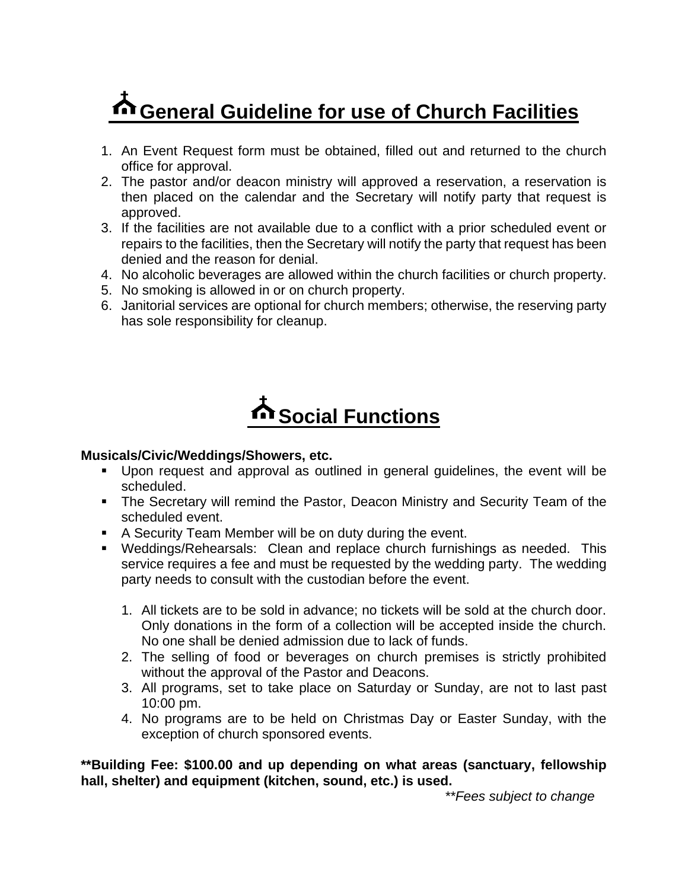# General Guideline for use of Church Facilities

1. An Event Request form must be obtained, filled out and returned to the church office for approval.
2. The pastor and/or deacon ministry will approved a reservation, a reservation is then placed on the calendar and the Secretary will notify party that request is approved.
3. If the facilities are not available due to a conflict with a prior scheduled event or repairs to the facilities, then the Secretary will notify the party that request has been denied and the reason for denial.
4. No alcoholic beverages are allowed within the church facilities or church property.
5. No smoking is allowed in or on church property.
6. Janitorial services are optional for church members; otherwise, the reserving party has sole responsibility for cleanup.

# Social Functions

**Musicals/Civic/Weddings/Showers, etc.**

- Upon request and approval as outlined in general guidelines, the event will be scheduled.
- The Secretary will remind the Pastor, Deacon Ministry and Security Team of the scheduled event.
- A Security Team Member will be on duty during the event.
- Weddings/Rehearsals: Clean and replace church furnishings as needed. This service requires a fee and must be requested by the wedding party. The wedding party needs to consult with the custodian before the event.

1. All tickets are to be sold in advance; no tickets will be sold at the church door. Only donations in the form of a collection will be accepted inside the church. No one shall be denied admission due to lack of funds.
2. The selling of food or beverages on church premises is strictly prohibited without the approval of the Pastor and Deacons.
3. All programs, set to take place on Saturday or Sunday, are not to last past 10:00 pm.
4. No programs are to be held on Christmas Day or Easter Sunday, with the exception of church sponsored events.

**\*\*Building Fee: $100.00 and up depending on what areas (sanctuary, fellowship hall, shelter) and equipment (kitchen, sound, etc.) is used.**

*\*\*Fees subject to change*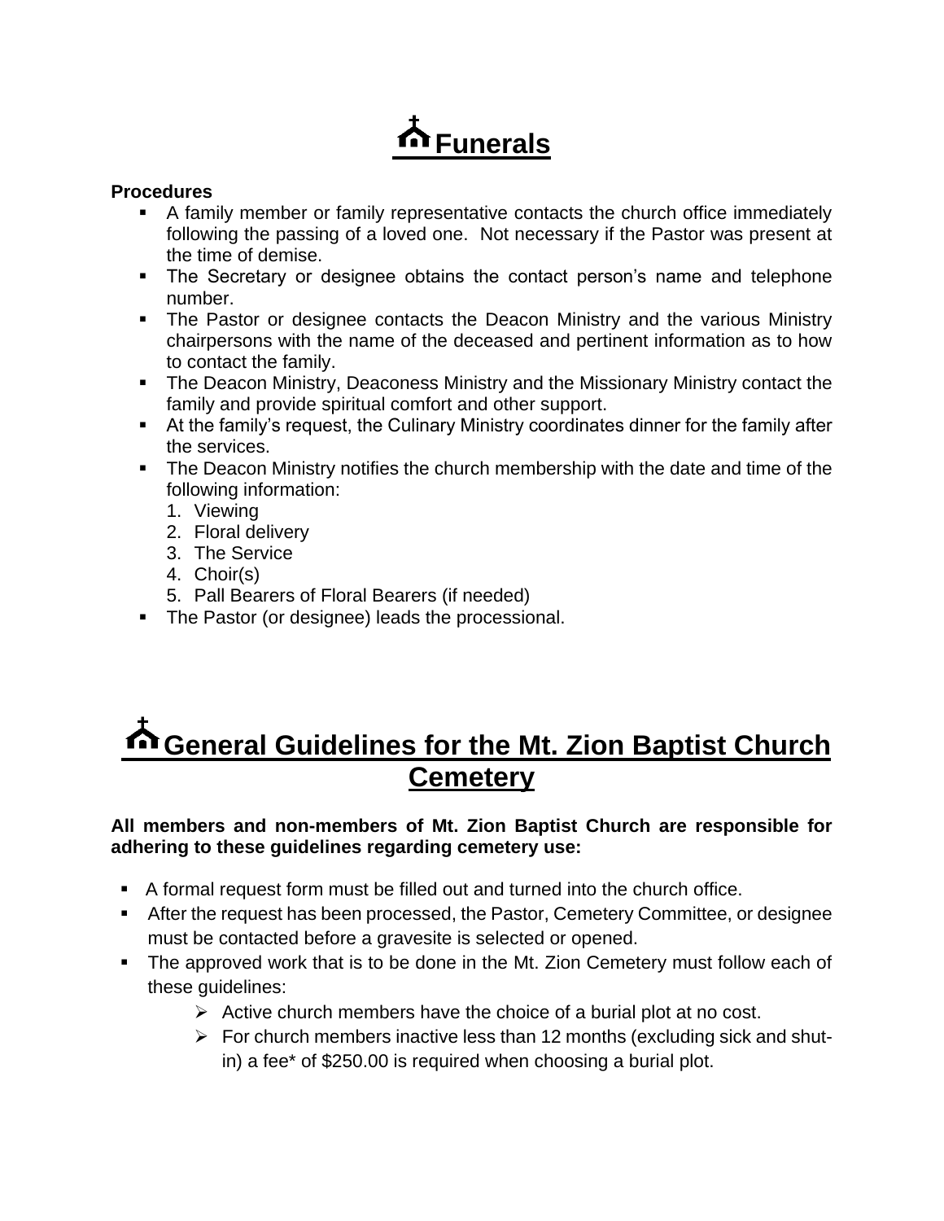# Funerals

**Procedures**

- A family member or family representative contacts the church office immediately following the passing of a loved one. Not necessary if the Pastor was present at the time of demise.
- The Secretary or designee obtains the contact person's name and telephone number.
- The Pastor or designee contacts the Deacon Ministry and the various Ministry chairpersons with the name of the deceased and pertinent information as to how to contact the family.
- The Deacon Ministry, Deaconess Ministry and the Missionary Ministry contact the family and provide spiritual comfort and other support.
- At the family's request, the Culinary Ministry coordinates dinner for the family after the services.
- The Deacon Ministry notifies the church membership with the date and time of the following information:
  1. Viewing
  2. Floral delivery
  3. The Service
  4. Choir(s)
  5. Pall Bearers of Floral Bearers (if needed)
- The Pastor (or designee) leads the processional.

# General Guidelines for the Mt. Zion Baptist Church Cemetery

**All members and non-members of Mt. Zion Baptist Church are responsible for adhering to these guidelines regarding cemetery use:**

- A formal request form must be filled out and turned into the church office.
- After the request has been processed, the Pastor, Cemetery Committee, or designee must be contacted before a gravesite is selected or opened.
- The approved work that is to be done in the Mt. Zion Cemetery must follow each of these guidelines:
  - Active church members have the choice of a burial plot at no cost.
  - For church members inactive less than 12 months (excluding sick and shut-in) a fee* of $250.00 is required when choosing a burial plot.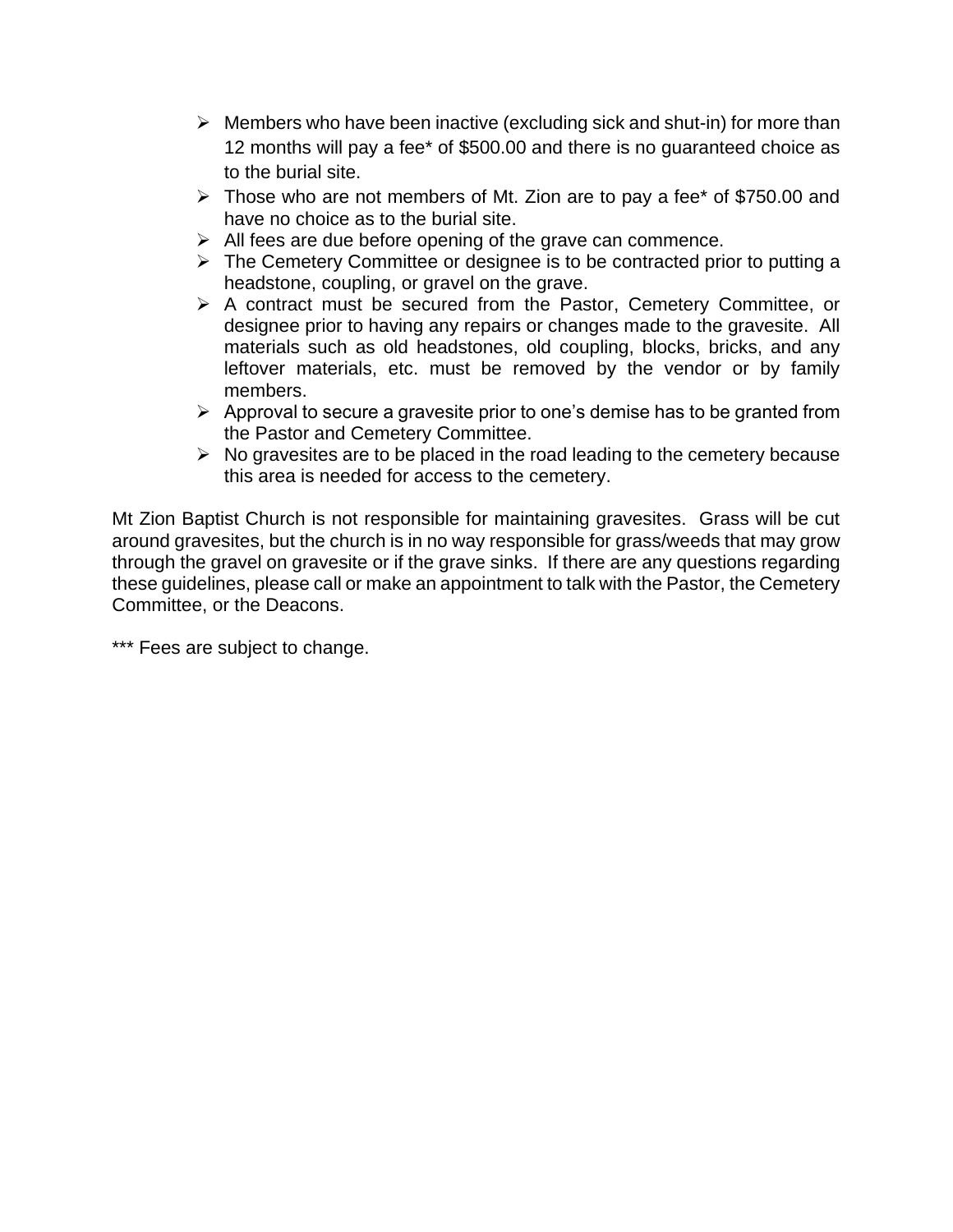- Members who have been inactive (excluding sick and shut-in) for more than 12 months will pay a fee* of $500.00 and there is no guaranteed choice as to the burial site.
- Those who are not members of Mt. Zion are to pay a fee* of $750.00 and have no choice as to the burial site.
- All fees are due before opening of the grave can commence.
- The Cemetery Committee or designee is to be contracted prior to putting a headstone, coupling, or gravel on the grave.
- A contract must be secured from the Pastor, Cemetery Committee, or designee prior to having any repairs or changes made to the gravesite. All materials such as old headstones, old coupling, blocks, bricks, and any leftover materials, etc. must be removed by the vendor or by family members.
- Approval to secure a gravesite prior to one's demise has to be granted from the Pastor and Cemetery Committee.
- No gravesites are to be placed in the road leading to the cemetery because this area is needed for access to the cemetery.

Mt Zion Baptist Church is not responsible for maintaining gravesites. Grass will be cut around gravesites, but the church is in no way responsible for grass/weeds that may grow through the gravel on gravesite or if the grave sinks. If there are any questions regarding these guidelines, please call or make an appointment to talk with the Pastor, the Cemetery Committee, or the Deacons.

*** Fees are subject to change.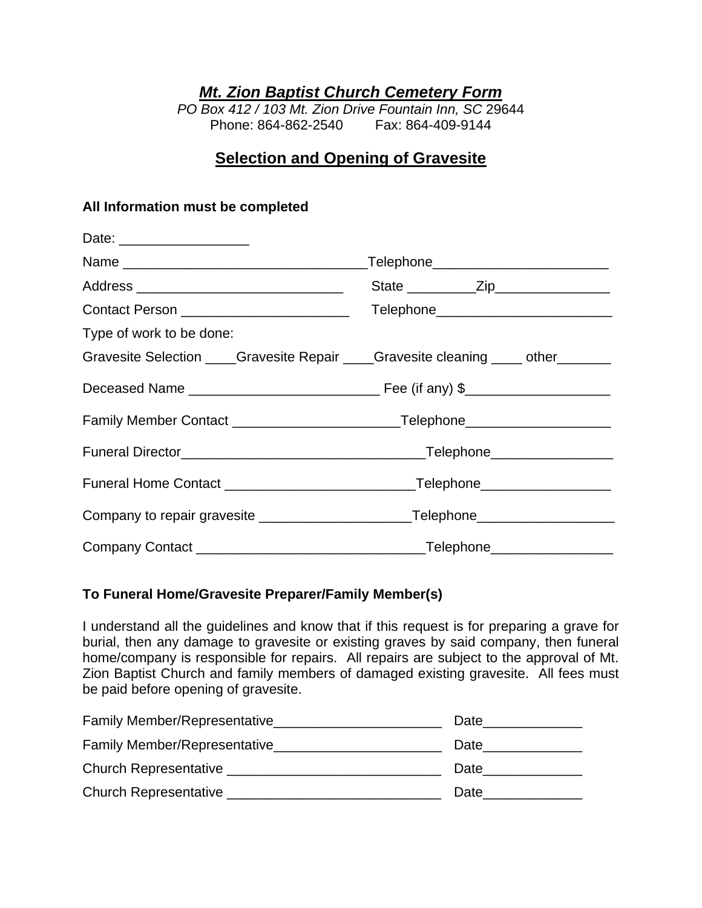# ***Mt. Zion Baptist Church Cemetery Form***

*PO Box 412 / 103 Mt. Zion Drive Fountain Inn, SC* 29644
Phone: 864-862-2540 Fax: 864-409-9144

## Selection and Opening of Gravesite

**All Information must be completed**

Date: _________________

Name ________________________________Telephone_______________________

Address ___________________________ State _________Zip_______________

Contact Person ______________________ Telephone_______________________

Type of work to be done:

Gravesite Selection ____Gravesite Repair ____Gravesite cleaning ____ other_______

Deceased Name ________________________ Fee (if any) $___________________

Family Member Contact _____________________Telephone___________________

Funeral Director________________________________Telephone________________

Funeral Home Contact ________________________Telephone_________________

Company to repair gravesite ___________________Telephone__________________

Company Contact _____________________________Telephone________________

**To Funeral Home/Gravesite Preparer/Family Member(s)**

I understand all the guidelines and know that if this request is for preparing a grave for burial, then any damage to gravesite or existing graves by said company, then funeral home/company is responsible for repairs. All repairs are subject to the approval of Mt. Zion Baptist Church and family members of damaged existing gravesite. All fees must be paid before opening of gravesite.

Family Member/Representative______________________ Date_____________

Family Member/Representative______________________ Date_____________

Church Representative ____________________________ Date_____________

Church Representative ____________________________ Date_____________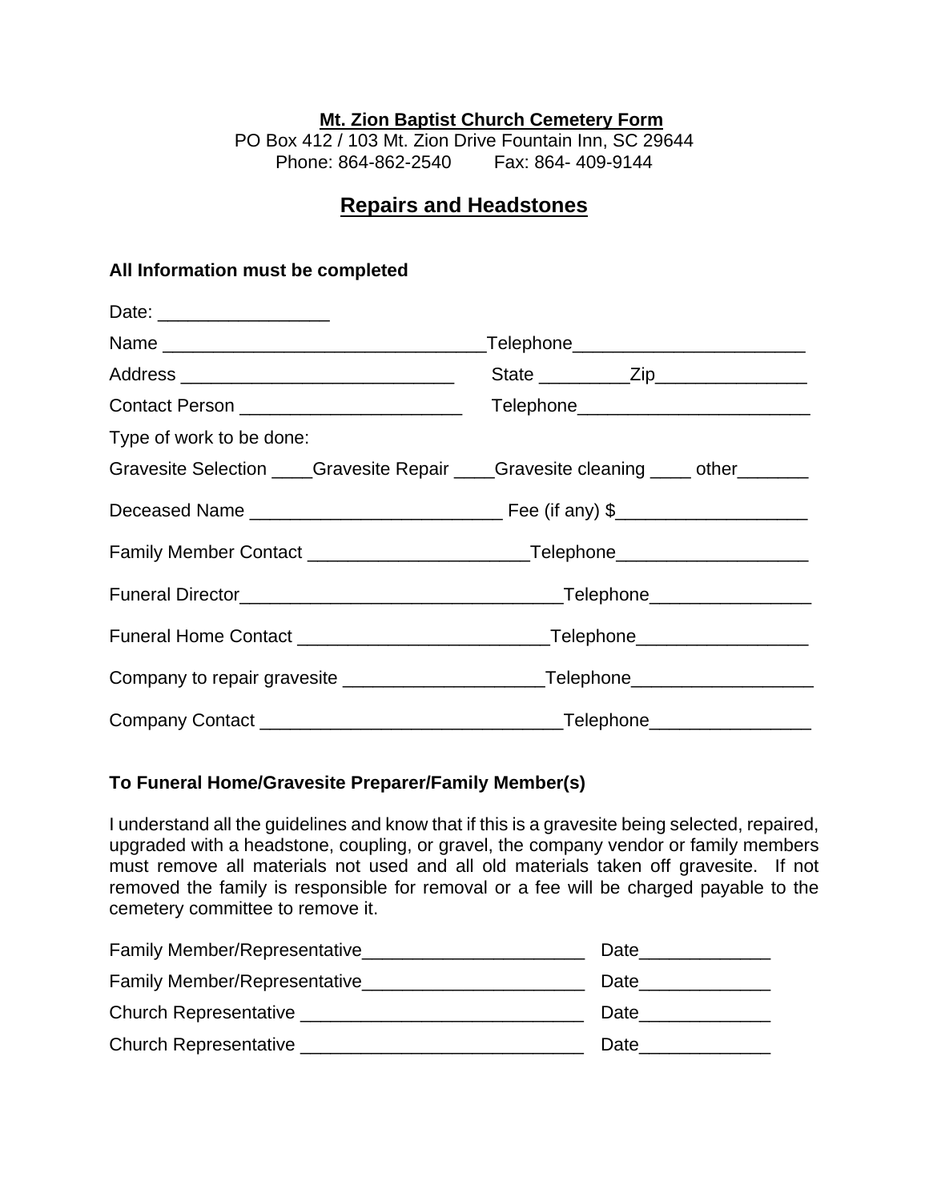**Mt. Zion Baptist Church Cemetery Form**

PO Box 412 / 103 Mt. Zion Drive Fountain Inn, SC 29644

Phone: 864-862-2540 Fax: 864- 409-9144

## Repairs and Headstones

**All Information must be completed**

Date: _________________

Name ________________________________Telephone_______________________

Address ___________________________ State _________Zip_______________

Contact Person ______________________ Telephone_______________________

Type of work to be done:

Gravesite Selection ____Gravesite Repair ____Gravesite cleaning ____ other_______

Deceased Name _________________________ Fee (if any) $___________________

Family Member Contact ______________________Telephone___________________

Funeral Director________________________________Telephone________________

Funeral Home Contact _________________________Telephone_________________

Company to repair gravesite ____________________Telephone__________________

Company Contact ______________________________Telephone________________

**To Funeral Home/Gravesite Preparer/Family Member(s)**

I understand all the guidelines and know that if this is a gravesite being selected, repaired, upgraded with a headstone, coupling, or gravel, the company vendor or family members must remove all materials not used and all old materials taken off gravesite. If not removed the family is responsible for removal or a fee will be charged payable to the cemetery committee to remove it.

Family Member/Representative______________________ Date_____________

Family Member/Representative______________________ Date_____________

Church Representative ____________________________ Date_____________

Church Representative ____________________________ Date_____________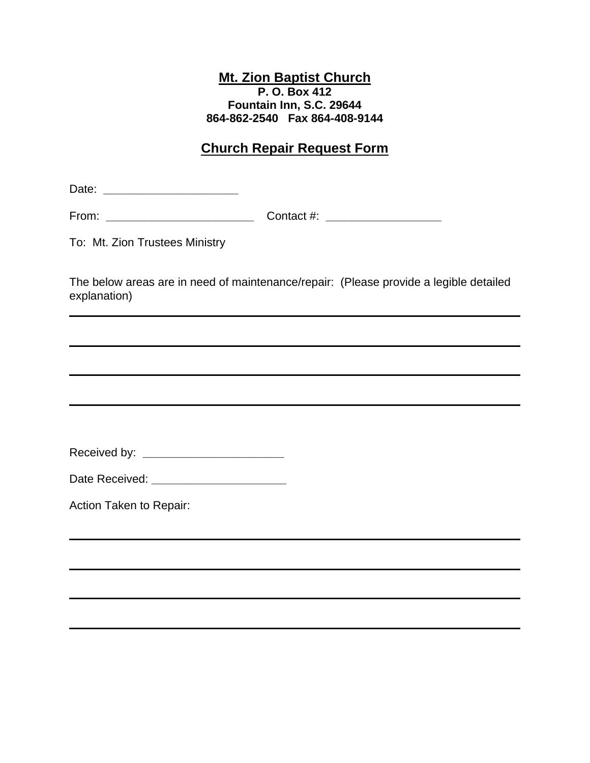**Mt. Zion Baptist Church**
**P. O. Box 412**
**Fountain Inn, S.C. 29644**
**864-862-2540 Fax 864-408-9144**

## Church Repair Request Form

Date: ____________________

From: ______________________ Contact #: ________________

To: Mt. Zion Trustees Ministry

The below areas are in need of maintenance/repair: (Please provide a legible detailed explanation)

________________________________________________________________________

________________________________________________________________________

________________________________________________________________________

________________________________________________________________________

Received by: _____________________

Date Received: ____________________

Action Taken to Repair:

________________________________________________________________________

________________________________________________________________________

________________________________________________________________________

________________________________________________________________________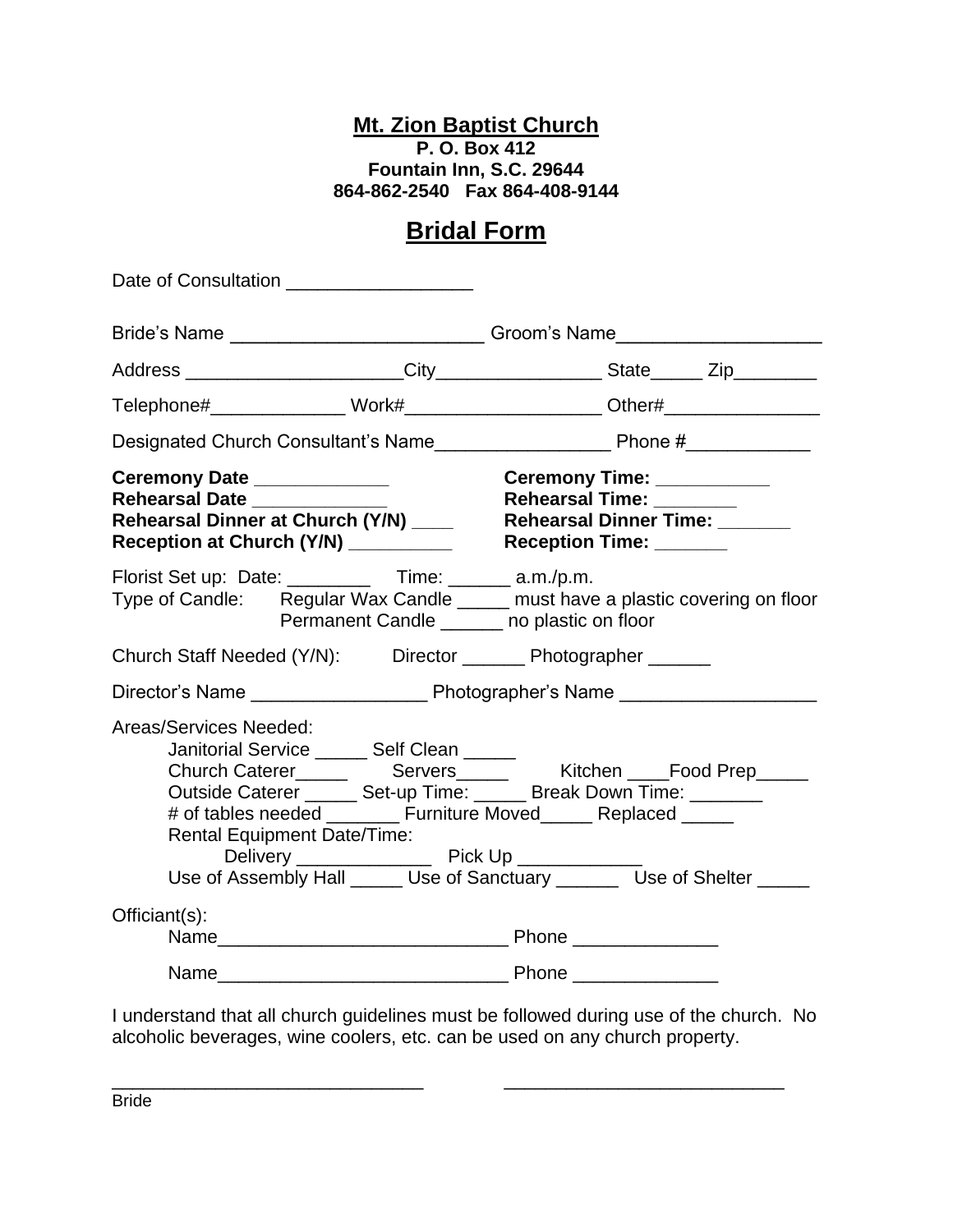**Mt. Zion Baptist Church**
**P. O. Box 412**
**Fountain Inn, S.C. 29644**
**864-862-2540 Fax 864-408-9144**

# Bridal Form

Date of Consultation _________________

Bride's Name ________________________ Groom's Name___________________

Address ____________________City_______________ State_____ Zip________

Telephone#_____________ Work#__________________ Other#_______________

Designated Church Consultant's Name________________ Phone #____________

**Ceremony Date _____________**
**Rehearsal Date _____________**
**Rehearsal Dinner at Church (Y/N) ____**
**Reception at Church (Y/N) __________**

**Ceremony Time: ___________**
**Rehearsal Time: ________**
**Rehearsal Dinner Time: _______**
**Reception Time: _______**

Florist Set up: Date: ________ Time: ______ a.m./p.m.
Type of Candle: Regular Wax Candle _____ must have a plastic covering on floor
Permanent Candle ______ no plastic on floor

Church Staff Needed (Y/N): Director ______ Photographer ______

Director's Name ________________ Photographer's Name __________________

Areas/Services Needed:
Janitorial Service _____ Self Clean _____
Church Caterer_____ Servers_____ Kitchen ____Food Prep_____
Outside Caterer _____ Set-up Time: _____ Break Down Time: _______
# of tables needed _______ Furniture Moved_____ Replaced _____
Rental Equipment Date/Time:
Delivery _____________ Pick Up ____________
Use of Assembly Hall _____ Use of Sanctuary ______ Use of Shelter _____

Officiant(s):
Name___________________________ Phone ______________

Name___________________________ Phone ______________

I understand that all church guidelines must be followed during use of the church. No alcoholic beverages, wine coolers, etc. can be used on any church property.

______________________________ ___________________________
Bride